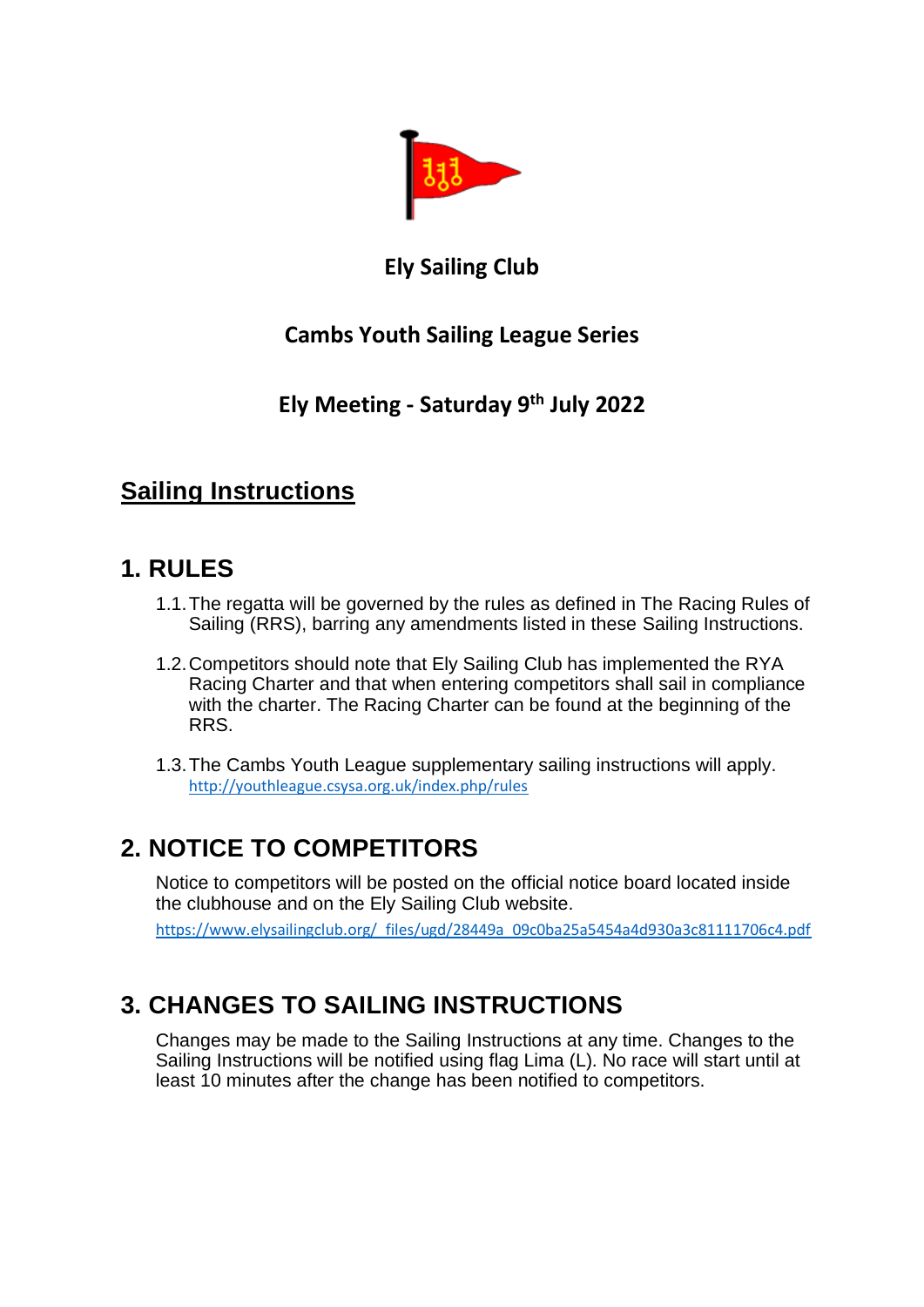**Ely Sailing Club**

**Cambs Youth Sailing League Series**

**Ely Meeting - Saturday 9th July 2022**

## Sailing Instructions

## 1. RULES

1.1. The regatta will be governed by the rules as defined in The Racing Rules of Sailing (RRS), barring any amendments listed in these Sailing Instructions.

1.2. Competitors should note that Ely Sailing Club has implemented the RYA Racing Charter and that when entering competitors shall sail in compliance with the charter. The Racing Charter can be found at the beginning of the RRS.

1.3. The Cambs Youth League supplementary sailing instructions will apply. http://youthleague.csysa.org.uk/index.php/rules

## 2. NOTICE TO COMPETITORS

Notice to competitors will be posted on the official notice board located inside the clubhouse and on the Ely Sailing Club website.

https://www.elysailingclub.org/_files/ugd/28449a_09c0ba25a5454a4d930a3c81111706c4.pdf

## 3. CHANGES TO SAILING INSTRUCTIONS

Changes may be made to the Sailing Instructions at any time. Changes to the Sailing Instructions will be notified using flag Lima (L). No race will start until at least 10 minutes after the change has been notified to competitors.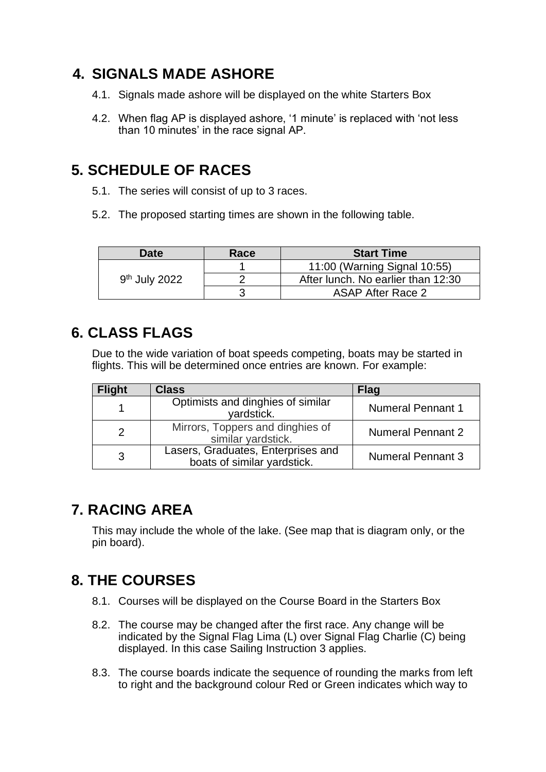## 4. SIGNALS MADE ASHORE

4.1. Signals made ashore will be displayed on the white Starters Box

4.2. When flag AP is displayed ashore, '1 minute' is replaced with 'not less than 10 minutes' in the race signal AP.

## 5. SCHEDULE OF RACES

5.1. The series will consist of up to 3 races.

5.2. The proposed starting times are shown in the following table.

| Date | Race | Start Time |
|---|---|---|
| 9th July 2022 | 1 | 11:00 (Warning Signal 10:55) |
| | 2 | After lunch. No earlier than 12:30 |
| | 3 | ASAP After Race 2 |

## 6. CLASS FLAGS

Due to the wide variation of boat speeds competing, boats may be started in flights. This will be determined once entries are known. For example:

| Flight | Class | Flag |
|---|---|---|
| 1 | Optimists and dinghies of similar yardstick. | Numeral Pennant 1 |
| 2 | Mirrors, Toppers and dinghies of similar yardstick. | Numeral Pennant 2 |
| 3 | Lasers, Graduates, Enterprises and boats of similar yardstick. | Numeral Pennant 3 |

## 7. RACING AREA

This may include the whole of the lake. (See map that is diagram only, or the pin board).

## 8. THE COURSES

8.1. Courses will be displayed on the Course Board in the Starters Box

8.2. The course may be changed after the first race. Any change will be indicated by the Signal Flag Lima (L) over Signal Flag Charlie (C) being displayed. In this case Sailing Instruction 3 applies.

8.3. The course boards indicate the sequence of rounding the marks from left to right and the background colour Red or Green indicates which way to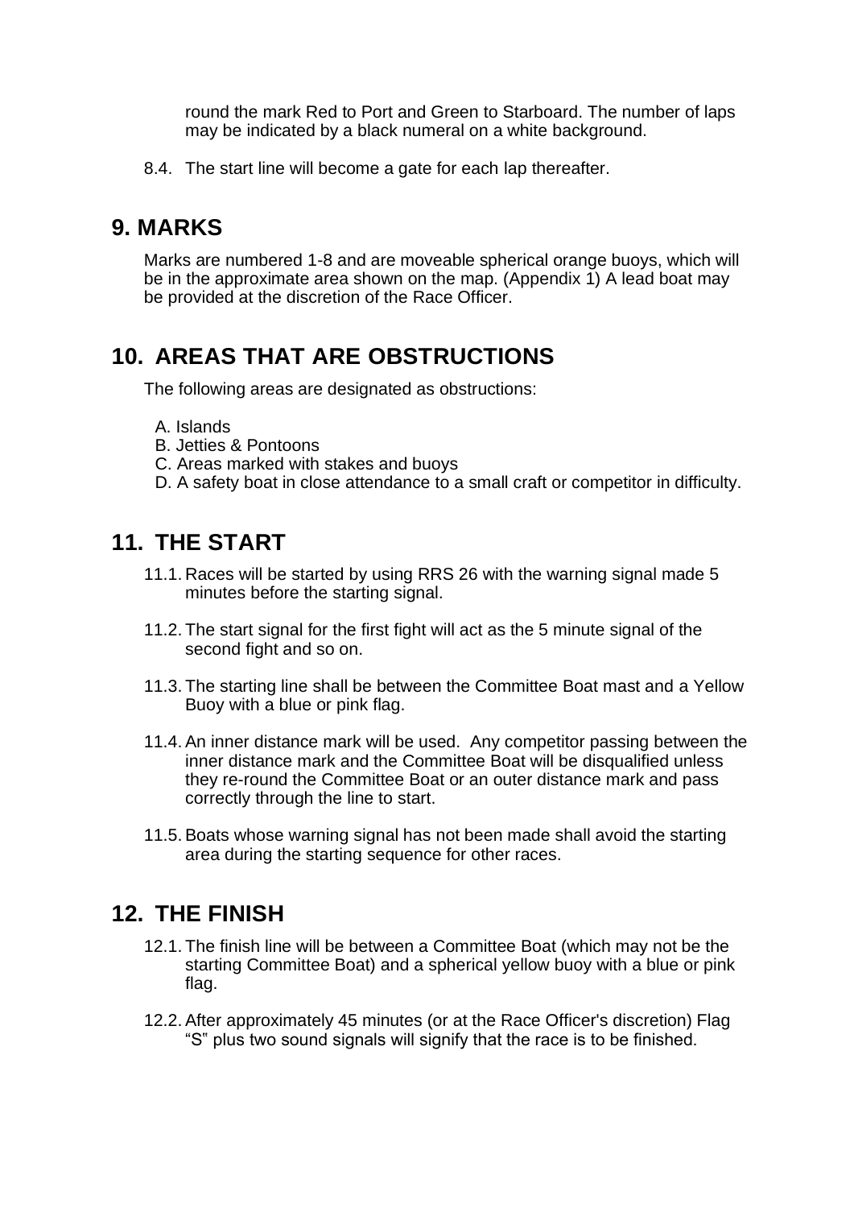round the mark Red to Port and Green to Starboard. The number of laps may be indicated by a black numeral on a white background.

8.4. The start line will become a gate for each lap thereafter.

## 9. MARKS

Marks are numbered 1-8 and are moveable spherical orange buoys, which will be in the approximate area shown on the map. (Appendix 1) A lead boat may be provided at the discretion of the Race Officer.

## 10. AREAS THAT ARE OBSTRUCTIONS

The following areas are designated as obstructions:

A. Islands
B. Jetties & Pontoons
C. Areas marked with stakes and buoys
D. A safety boat in close attendance to a small craft or competitor in difficulty.

## 11. THE START

11.1. Races will be started by using RRS 26 with the warning signal made 5 minutes before the starting signal.

11.2. The start signal for the first fight will act as the 5 minute signal of the second fight and so on.

11.3. The starting line shall be between the Committee Boat mast and a Yellow Buoy with a blue or pink flag.

11.4. An inner distance mark will be used. Any competitor passing between the inner distance mark and the Committee Boat will be disqualified unless they re-round the Committee Boat or an outer distance mark and pass correctly through the line to start.

11.5. Boats whose warning signal has not been made shall avoid the starting area during the starting sequence for other races.

## 12. THE FINISH

12.1. The finish line will be between a Committee Boat (which may not be the starting Committee Boat) and a spherical yellow buoy with a blue or pink flag.

12.2. After approximately 45 minutes (or at the Race Officer's discretion) Flag "S" plus two sound signals will signify that the race is to be finished.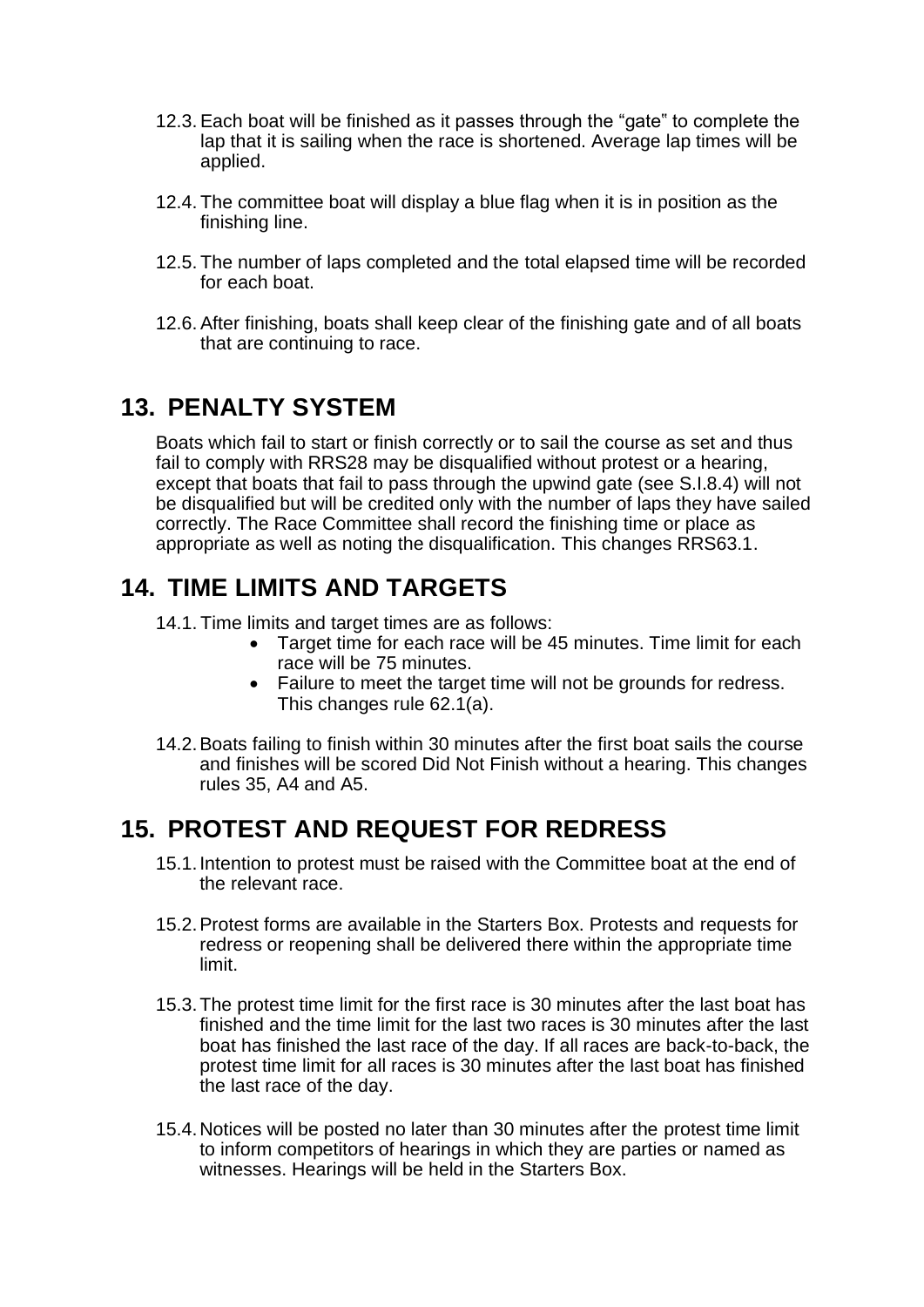12.3. Each boat will be finished as it passes through the "gate" to complete the lap that it is sailing when the race is shortened. Average lap times will be applied.

12.4. The committee boat will display a blue flag when it is in position as the finishing line.

12.5. The number of laps completed and the total elapsed time will be recorded for each boat.

12.6. After finishing, boats shall keep clear of the finishing gate and of all boats that are continuing to race.

## 13. PENALTY SYSTEM

Boats which fail to start or finish correctly or to sail the course as set and thus fail to comply with RRS28 may be disqualified without protest or a hearing, except that boats that fail to pass through the upwind gate (see S.I.8.4) will not be disqualified but will be credited only with the number of laps they have sailed correctly. The Race Committee shall record the finishing time or place as appropriate as well as noting the disqualification. This changes RRS63.1.

## 14. TIME LIMITS AND TARGETS

14.1. Time limits and target times are as follows:

- Target time for each race will be 45 minutes. Time limit for each race will be 75 minutes.
- Failure to meet the target time will not be grounds for redress. This changes rule 62.1(a).

14.2. Boats failing to finish within 30 minutes after the first boat sails the course and finishes will be scored Did Not Finish without a hearing. This changes rules 35, A4 and A5.

## 15. PROTEST AND REQUEST FOR REDRESS

15.1. Intention to protest must be raised with the Committee boat at the end of the relevant race.

15.2. Protest forms are available in the Starters Box. Protests and requests for redress or reopening shall be delivered there within the appropriate time limit.

15.3. The protest time limit for the first race is 30 minutes after the last boat has finished and the time limit for the last two races is 30 minutes after the last boat has finished the last race of the day. If all races are back-to-back, the protest time limit for all races is 30 minutes after the last boat has finished the last race of the day.

15.4. Notices will be posted no later than 30 minutes after the protest time limit to inform competitors of hearings in which they are parties or named as witnesses. Hearings will be held in the Starters Box.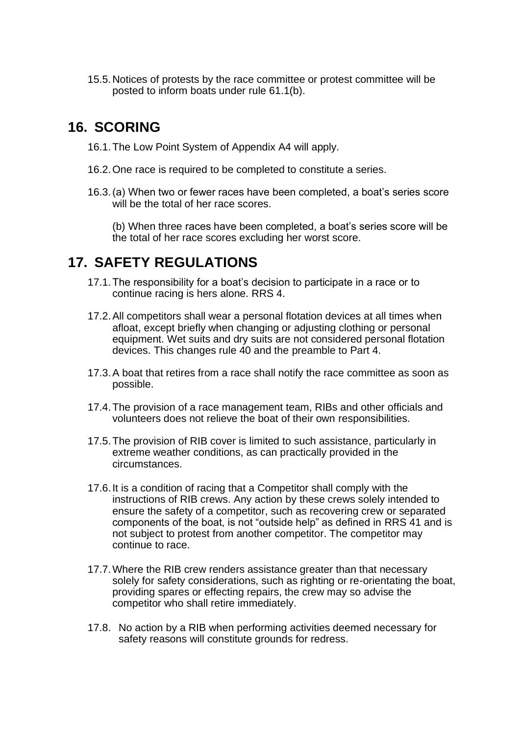15.5. Notices of protests by the race committee or protest committee will be posted to inform boats under rule 61.1(b).

## 16. SCORING

16.1. The Low Point System of Appendix A4 will apply.

16.2. One race is required to be completed to constitute a series.

16.3. (a) When two or fewer races have been completed, a boat's series score will be the total of her race scores.

(b) When three races have been completed, a boat's series score will be the total of her race scores excluding her worst score.

## 17. SAFETY REGULATIONS

17.1. The responsibility for a boat's decision to participate in a race or to continue racing is hers alone. RRS 4.

17.2. All competitors shall wear a personal flotation devices at all times when afloat, except briefly when changing or adjusting clothing or personal equipment. Wet suits and dry suits are not considered personal flotation devices. This changes rule 40 and the preamble to Part 4.

17.3. A boat that retires from a race shall notify the race committee as soon as possible.

17.4. The provision of a race management team, RIBs and other officials and volunteers does not relieve the boat of their own responsibilities.

17.5. The provision of RIB cover is limited to such assistance, particularly in extreme weather conditions, as can practically provided in the circumstances.

17.6. It is a condition of racing that a Competitor shall comply with the instructions of RIB crews. Any action by these crews solely intended to ensure the safety of a competitor, such as recovering crew or separated components of the boat, is not "outside help" as defined in RRS 41 and is not subject to protest from another competitor. The competitor may continue to race.

17.7. Where the RIB crew renders assistance greater than that necessary solely for safety considerations, such as righting or re-orientating the boat, providing spares or effecting repairs, the crew may so advise the competitor who shall retire immediately.

17.8. No action by a RIB when performing activities deemed necessary for safety reasons will constitute grounds for redress.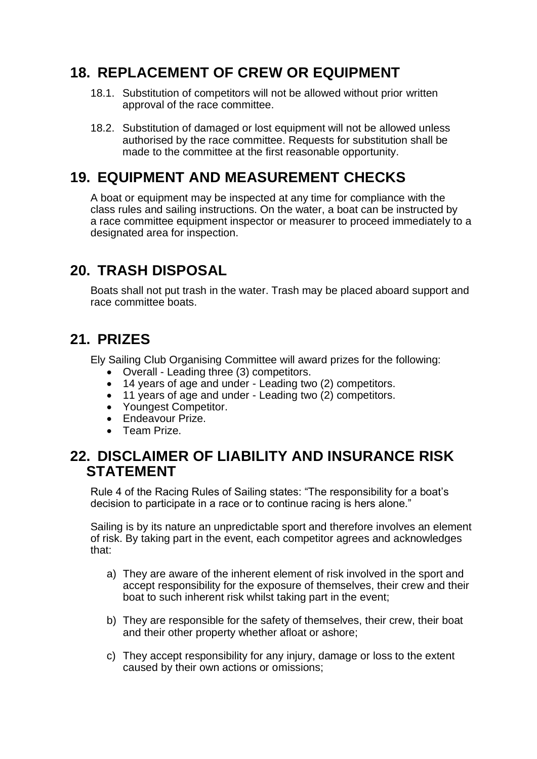## 18. REPLACEMENT OF CREW OR EQUIPMENT

18.1. Substitution of competitors will not be allowed without prior written approval of the race committee.

18.2. Substitution of damaged or lost equipment will not be allowed unless authorised by the race committee. Requests for substitution shall be made to the committee at the first reasonable opportunity.

## 19. EQUIPMENT AND MEASUREMENT CHECKS

A boat or equipment may be inspected at any time for compliance with the class rules and sailing instructions. On the water, a boat can be instructed by a race committee equipment inspector or measurer to proceed immediately to a designated area for inspection.

## 20. TRASH DISPOSAL

Boats shall not put trash in the water. Trash may be placed aboard support and race committee boats.

## 21. PRIZES

Ely Sailing Club Organising Committee will award prizes for the following:

- Overall - Leading three (3) competitors.
- 14 years of age and under - Leading two (2) competitors.
- 11 years of age and under - Leading two (2) competitors.
- Youngest Competitor.
- Endeavour Prize.
- Team Prize.

## 22. DISCLAIMER OF LIABILITY AND INSURANCE RISK STATEMENT

Rule 4 of the Racing Rules of Sailing states: "The responsibility for a boat's decision to participate in a race or to continue racing is hers alone."

Sailing is by its nature an unpredictable sport and therefore involves an element of risk. By taking part in the event, each competitor agrees and acknowledges that:

a) They are aware of the inherent element of risk involved in the sport and accept responsibility for the exposure of themselves, their crew and their boat to such inherent risk whilst taking part in the event;

b) They are responsible for the safety of themselves, their crew, their boat and their other property whether afloat or ashore;

c) They accept responsibility for any injury, damage or loss to the extent caused by their own actions or omissions;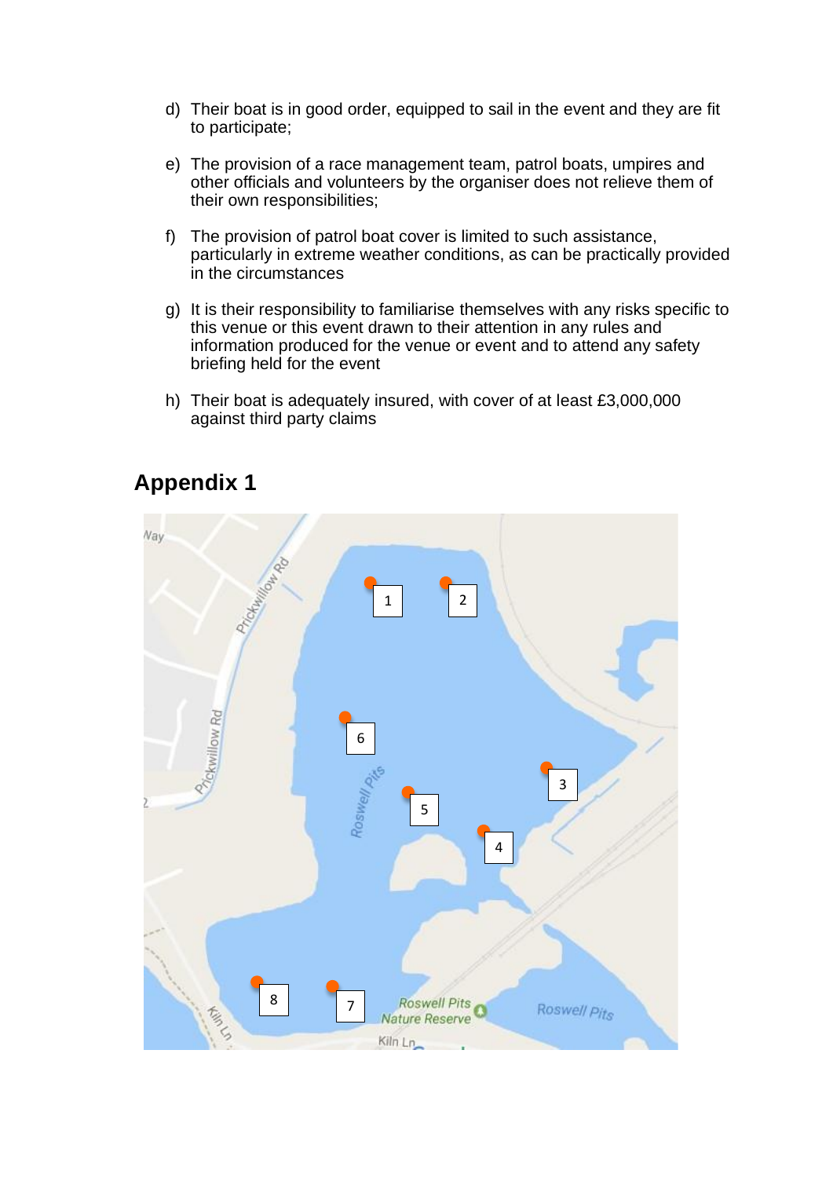d) Their boat is in good order, equipped to sail in the event and they are fit to participate;

e) The provision of a race management team, patrol boats, umpires and other officials and volunteers by the organiser does not relieve them of their own responsibilities;

f) The provision of patrol boat cover is limited to such assistance, particularly in extreme weather conditions, as can be practically provided in the circumstances

g) It is their responsibility to familiarise themselves with any risks specific to this venue or this event drawn to their attention in any rules and information produced for the venue or event and to attend any safety briefing held for the event

h) Their boat is adequately insured, with cover of at least £3,000,000 against third party claims

## Appendix 1

Way
Prickwillow Rd
Prickwillow Rd
1
2
6
3
Roswell Pits
5
4
8
7
Kiln Ln
Roswell Pits
Nature Reserve
Kiln Ln
Roswell Pits